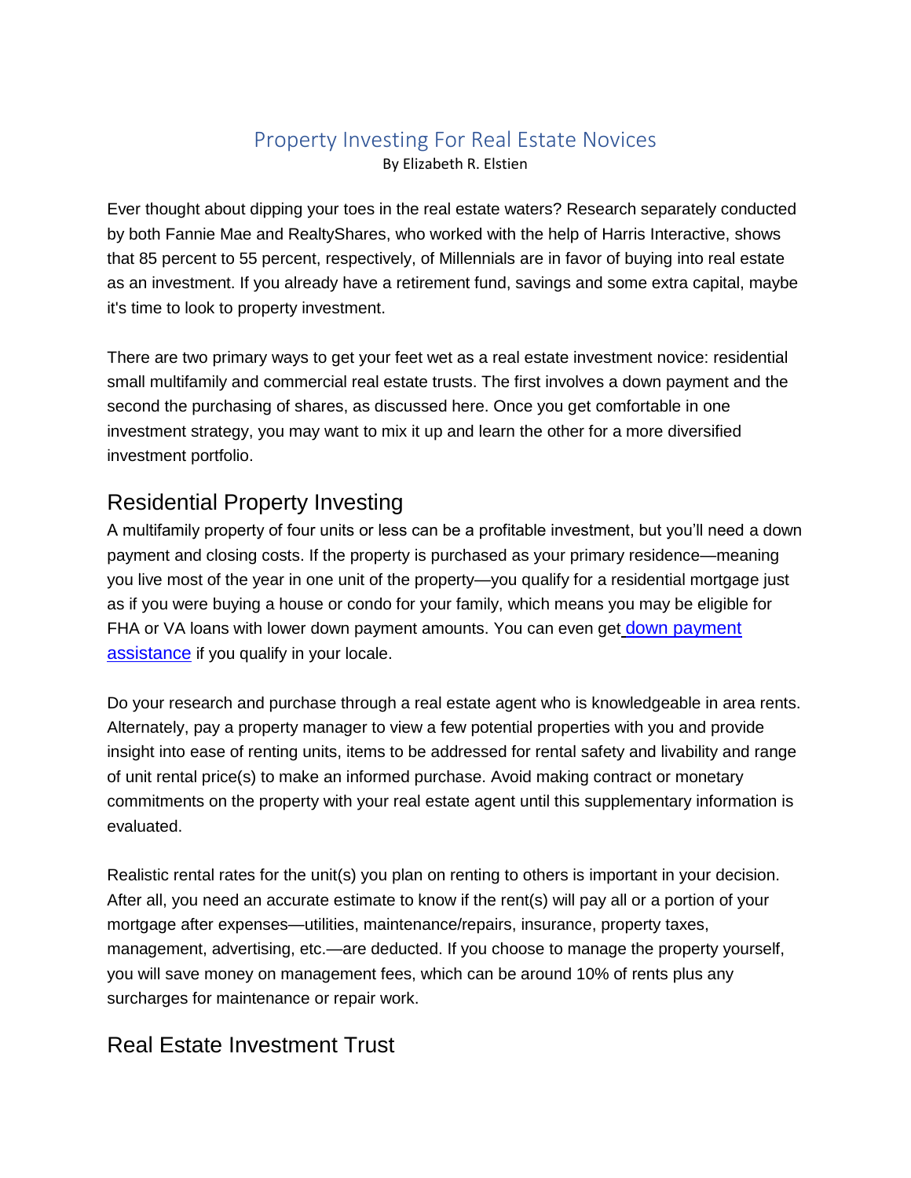# Property Investing For Real Estate Novices

By Elizabeth R. Elstien

Ever thought about dipping your toes in the real estate waters? Research separately conducted by both Fannie Mae and RealtyShares, who worked with the help of Harris Interactive, shows that 85 percent to 55 percent, respectively, of Millennials are in favor of buying into real estate as an investment. If you already have a retirement fund, savings and some extra capital, maybe it's time to look to property investment.

There are two primary ways to get your feet wet as a real estate investment novice: residential small multifamily and commercial real estate trusts. The first involves a down payment and the second the purchasing of shares, as discussed here. Once you get comfortable in one investment strategy, you may want to mix it up and learn the other for a more diversified investment portfolio.

## Residential Property Investing

A multifamily property of four units or less can be a profitable investment, but you'll need a down payment and closing costs. If the property is purchased as your primary residence—meaning you live most of the year in one unit of the property—you qualify for a residential mortgage just as if you were buying a house or condo for your family, which means you may be eligible for FHA or VA loans with lower down payment amounts. You can even get down payment assistance if you qualify in your locale.

Do your research and purchase through a real estate agent who is knowledgeable in area rents. Alternately, pay a property manager to view a few potential properties with you and provide insight into ease of renting units, items to be addressed for rental safety and livability and range of unit rental price(s) to make an informed purchase. Avoid making contract or monetary commitments on the property with your real estate agent until this supplementary information is evaluated.

Realistic rental rates for the unit(s) you plan on renting to others is important in your decision. After all, you need an accurate estimate to know if the rent(s) will pay all or a portion of your mortgage after expenses—utilities, maintenance/repairs, insurance, property taxes, management, advertising, etc.—are deducted. If you choose to manage the property yourself, you will save money on management fees, which can be around 10% of rents plus any surcharges for maintenance or repair work.

## Real Estate Investment Trust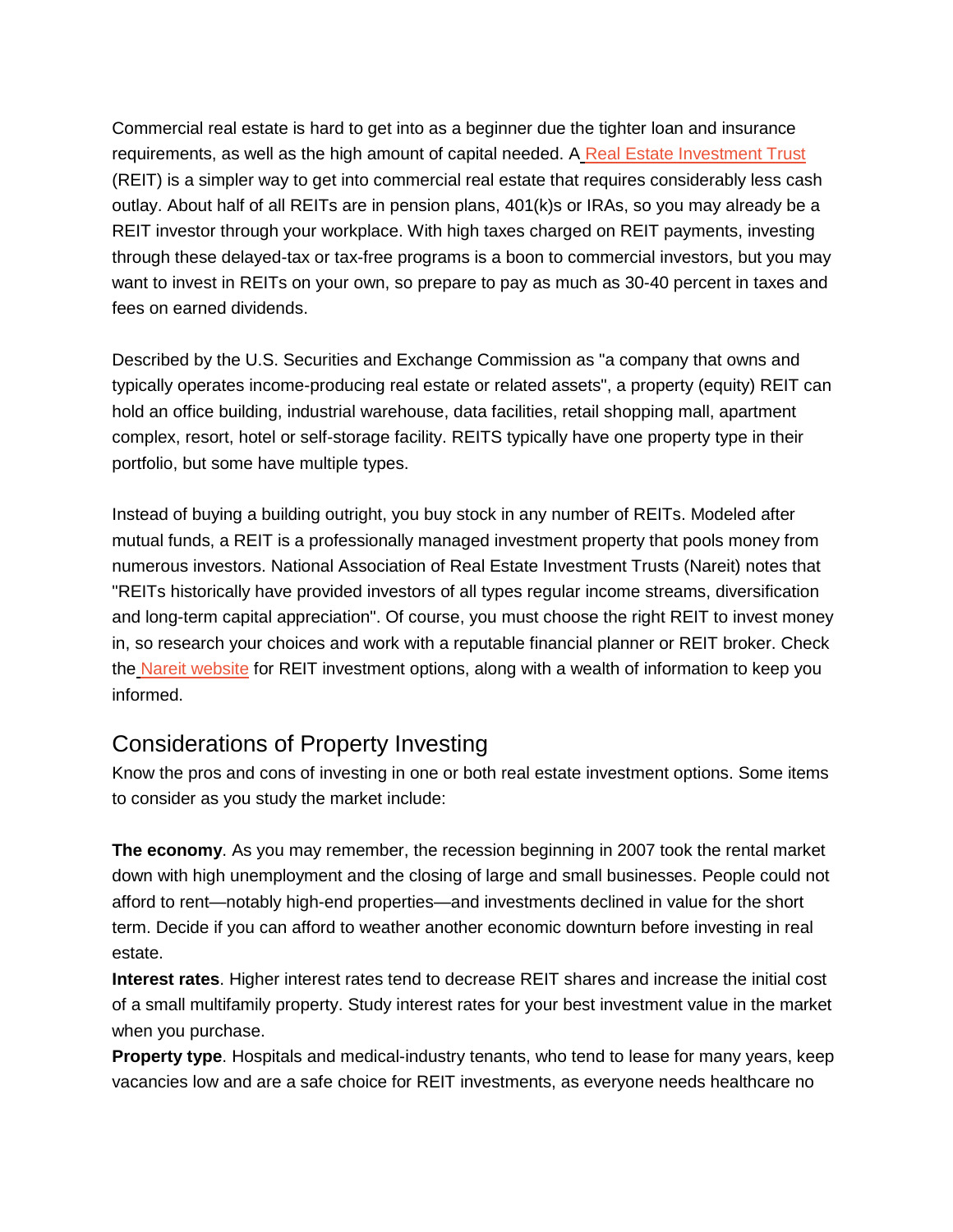Commercial real estate is hard to get into as a beginner due the tighter loan and insurance requirements, as well as the high amount of capital needed. A [Real Estate Investment Trust](#) (REIT) is a simpler way to get into commercial real estate that requires considerably less cash outlay. About half of all REITs are in pension plans, 401(k)s or IRAs, so you may already be a REIT investor through your workplace. With high taxes charged on REIT payments, investing through these delayed-tax or tax-free programs is a boon to commercial investors, but you may want to invest in REITs on your own, so prepare to pay as much as 30-40 percent in taxes and fees on earned dividends.

Described by the U.S. Securities and Exchange Commission as "a company that owns and typically operates income-producing real estate or related assets", a property (equity) REIT can hold an office building, industrial warehouse, data facilities, retail shopping mall, apartment complex, resort, hotel or self-storage facility. REITS typically have one property type in their portfolio, but some have multiple types.

Instead of buying a building outright, you buy stock in any number of REITs. Modeled after mutual funds, a REIT is a professionally managed investment property that pools money from numerous investors. National Association of Real Estate Investment Trusts (Nareit) notes that "REITs historically have provided investors of all types regular income streams, diversification and long-term capital appreciation". Of course, you must choose the right REIT to invest money in, so research your choices and work with a reputable financial planner or REIT broker. Check the [Nareit website](#) for REIT investment options, along with a wealth of information to keep you informed.

## Considerations of Property Investing

Know the pros and cons of investing in one or both real estate investment options. Some items to consider as you study the market include:

**The economy**. As you may remember, the recession beginning in 2007 took the rental market down with high unemployment and the closing of large and small businesses. People could not afford to rent—notably high-end properties—and investments declined in value for the short term. Decide if you can afford to weather another economic downturn before investing in real estate.

**Interest rates**. Higher interest rates tend to decrease REIT shares and increase the initial cost of a small multifamily property. Study interest rates for your best investment value in the market when you purchase.

**Property type**. Hospitals and medical-industry tenants, who tend to lease for many years, keep vacancies low and are a safe choice for REIT investments, as everyone needs healthcare no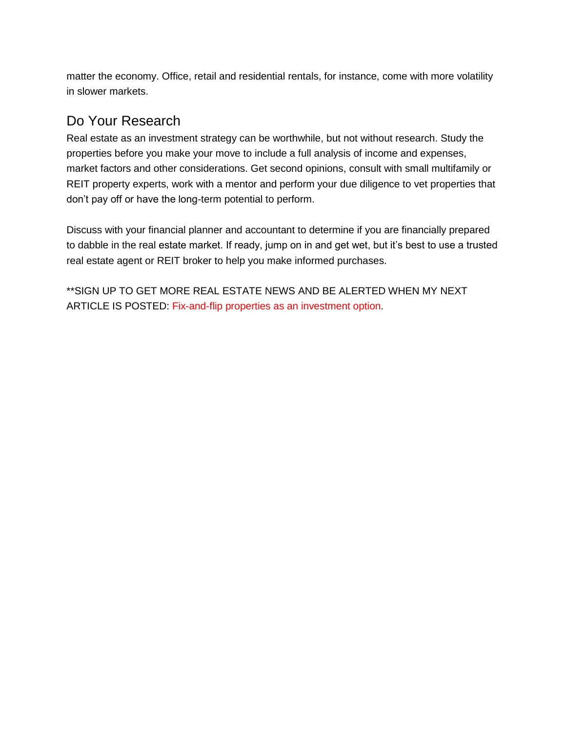matter the economy. Office, retail and residential rentals, for instance, come with more volatility in slower markets.

## Do Your Research

Real estate as an investment strategy can be worthwhile, but not without research. Study the properties before you make your move to include a full analysis of income and expenses, market factors and other considerations. Get second opinions, consult with small multifamily or REIT property experts, work with a mentor and perform your due diligence to vet properties that don't pay off or have the long-term potential to perform.

Discuss with your financial planner and accountant to determine if you are financially prepared to dabble in the real estate market. If ready, jump on in and get wet, but it's best to use a trusted real estate agent or REIT broker to help you make informed purchases.

**SIGN UP TO GET MORE REAL ESTATE NEWS AND BE ALERTED WHEN MY NEXT ARTICLE IS POSTED: Fix-and-flip properties as an investment option.